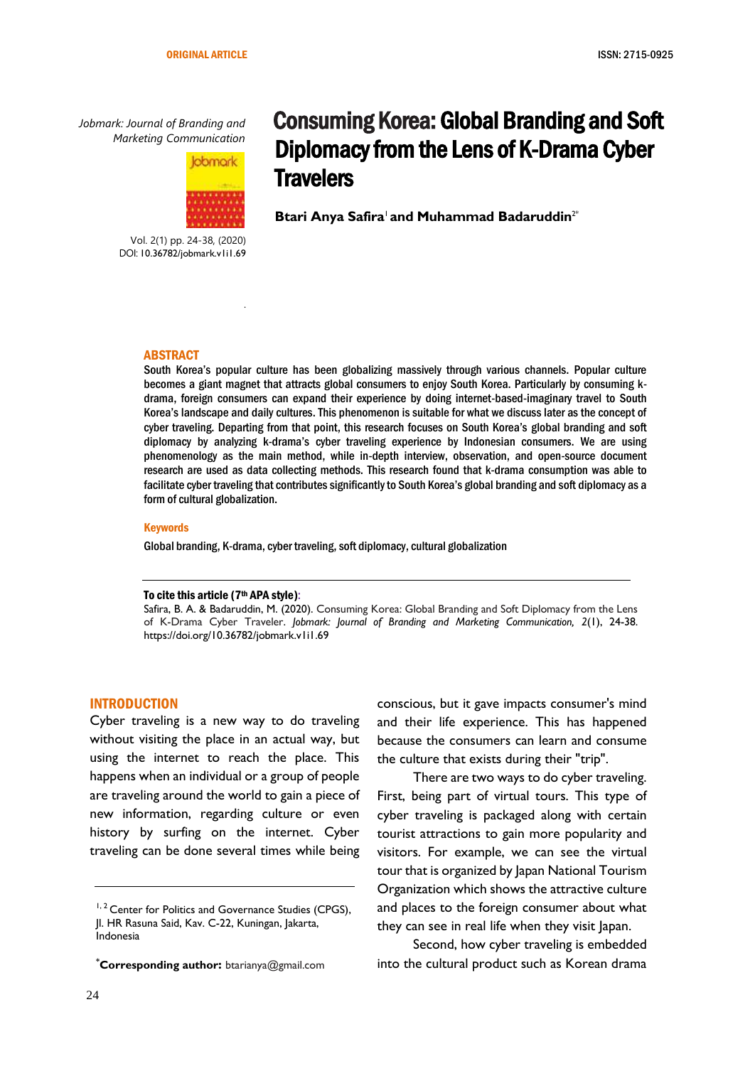ORIGINAL ARTICLE

ISSN: 2715-0925

*Jobmark: Journal of Branding and Marketing Communication*

Vol. 2(1) pp. 24-38, (2020)
DOI: 10.36782/jobmark.v1i1.69

# Consuming Korea: Global Branding and Soft Diplomacy from the Lens of K-Drama Cyber Travelers

**Btari Anya Safira**[1] **and Muhammad Badaruddin**[2*]

## ABSTRACT

South Korea's popular culture has been globalizing massively through various channels. Popular culture becomes a giant magnet that attracts global consumers to enjoy South Korea. Particularly by consuming k-drama, foreign consumers can expand their experience by doing internet-based-imaginary travel to South Korea's landscape and daily cultures. This phenomenon is suitable for what we discuss later as the concept of cyber traveling. Departing from that point, this research focuses on South Korea's global branding and soft diplomacy by analyzing k-drama's cyber traveling experience by Indonesian consumers. We are using phenomenology as the main method, while in-depth interview, observation, and open-source document research are used as data collecting methods. This research found that k-drama consumption was able to facilitate cyber traveling that contributes significantly to South Korea's global branding and soft diplomacy as a form of cultural globalization.

### Keywords

Global branding, K-drama, cyber traveling, soft diplomacy, cultural globalization

**To cite this article (7th APA style):**

Safira, B. A. & Badaruddin, M. (2020). Consuming Korea: Global Branding and Soft Diplomacy from the Lens of K-Drama Cyber Traveler. *Jobmark: Journal of Branding and Marketing Communication, 2*(1), 24-38. https://doi.org/10.36782/jobmark.v1i1.69

## INTRODUCTION

Cyber traveling is a new way to do traveling without visiting the place in an actual way, but using the internet to reach the place. This happens when an individual or a group of people are traveling around the world to gain a piece of new information, regarding culture or even history by surfing on the internet. Cyber traveling can be done several times while being conscious, but it gave impacts consumer's mind and their life experience. This has happened because the consumers can learn and consume the culture that exists during their "trip".

There are two ways to do cyber traveling. First, being part of virtual tours. This type of cyber traveling is packaged along with certain tourist attractions to gain more popularity and visitors. For example, we can see the virtual tour that is organized by Japan National Tourism Organization which shows the attractive culture and places to the foreign consumer about what they can see in real life when they visit Japan.

Second, how cyber traveling is embedded into the cultural product such as Korean drama

---

[1, 2] Center for Politics and Governance Studies (CPGS), Jl. HR Rasuna Said, Kav. C-22, Kuningan, Jakarta, Indonesia

[*] **Corresponding author:** btarianya@gmail.com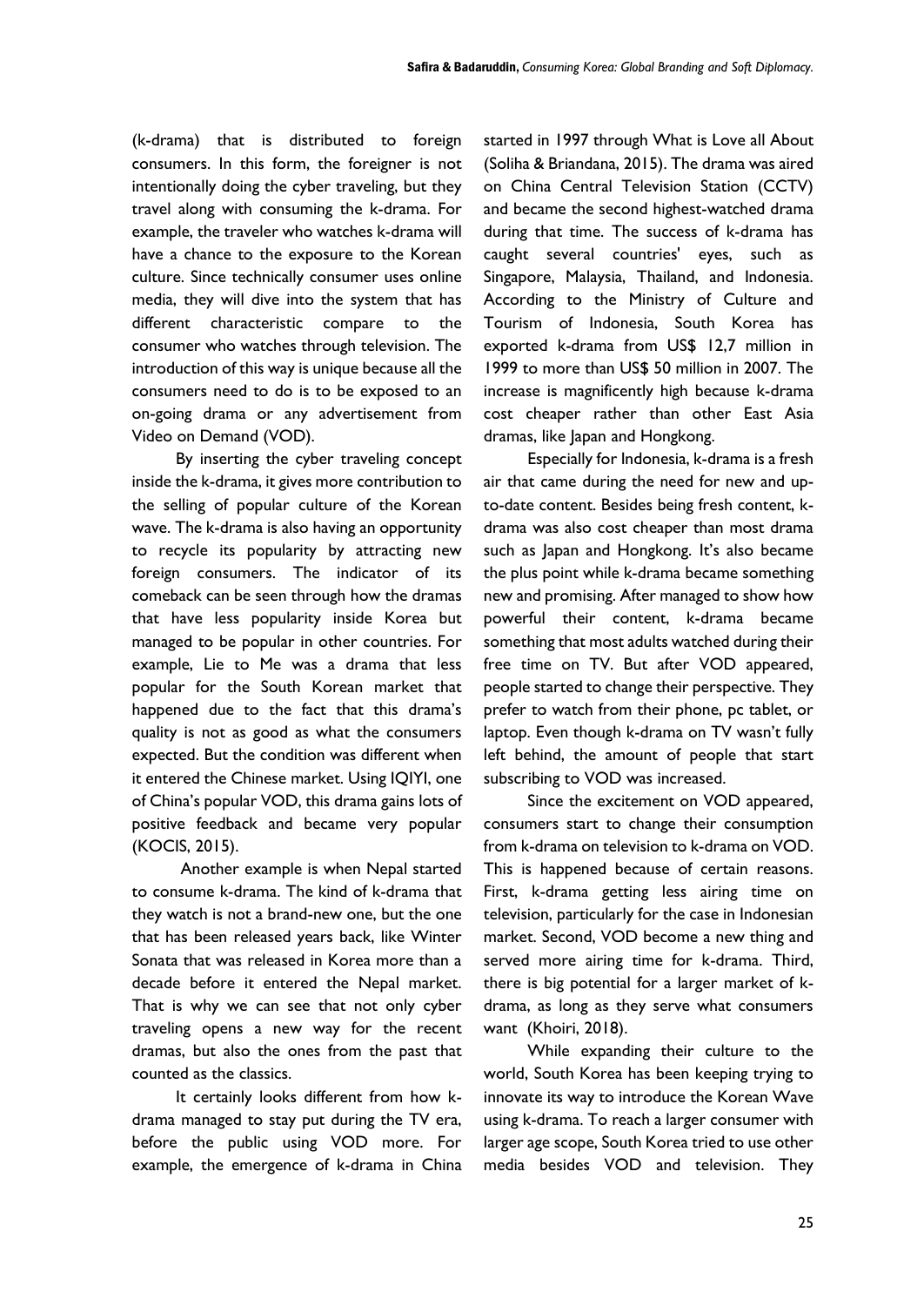(k-drama) that is distributed to foreign consumers. In this form, the foreigner is not intentionally doing the cyber traveling, but they travel along with consuming the k-drama. For example, the traveler who watches k-drama will have a chance to the exposure to the Korean culture. Since technically consumer uses online media, they will dive into the system that has different characteristic compare to the consumer who watches through television. The introduction of this way is unique because all the consumers need to do is to be exposed to an on-going drama or any advertisement from Video on Demand (VOD).

By inserting the cyber traveling concept inside the k-drama, it gives more contribution to the selling of popular culture of the Korean wave. The k-drama is also having an opportunity to recycle its popularity by attracting new foreign consumers. The indicator of its comeback can be seen through how the dramas that have less popularity inside Korea but managed to be popular in other countries. For example, Lie to Me was a drama that less popular for the South Korean market that happened due to the fact that this drama's quality is not as good as what the consumers expected. But the condition was different when it entered the Chinese market. Using IQIYI, one of China's popular VOD, this drama gains lots of positive feedback and became very popular (KOCIS, 2015).

Another example is when Nepal started to consume k-drama. The kind of k-drama that they watch is not a brand-new one, but the one that has been released years back, like Winter Sonata that was released in Korea more than a decade before it entered the Nepal market. That is why we can see that not only cyber traveling opens a new way for the recent dramas, but also the ones from the past that counted as the classics.

It certainly looks different from how k-drama managed to stay put during the TV era, before the public using VOD more. For example, the emergence of k-drama in China started in 1997 through What is Love all About (Soliha & Briandana, 2015). The drama was aired on China Central Television Station (CCTV) and became the second highest-watched drama during that time. The success of k-drama has caught several countries' eyes, such as Singapore, Malaysia, Thailand, and Indonesia. According to the Ministry of Culture and Tourism of Indonesia, South Korea has exported k-drama from US$ 12,7 million in 1999 to more than US$ 50 million in 2007. The increase is magnificently high because k-drama cost cheaper rather than other East Asia dramas, like Japan and Hongkong.

Especially for Indonesia, k-drama is a fresh air that came during the need for new and up-to-date content. Besides being fresh content, k-drama was also cost cheaper than most drama such as Japan and Hongkong. It's also became the plus point while k-drama became something new and promising. After managed to show how powerful their content, k-drama became something that most adults watched during their free time on TV. But after VOD appeared, people started to change their perspective. They prefer to watch from their phone, pc tablet, or laptop. Even though k-drama on TV wasn't fully left behind, the amount of people that start subscribing to VOD was increased.

Since the excitement on VOD appeared, consumers start to change their consumption from k-drama on television to k-drama on VOD. This is happened because of certain reasons. First, k-drama getting less airing time on television, particularly for the case in Indonesian market. Second, VOD become a new thing and served more airing time for k-drama. Third, there is big potential for a larger market of k-drama, as long as they serve what consumers want (Khoiri, 2018).

While expanding their culture to the world, South Korea has been keeping trying to innovate its way to introduce the Korean Wave using k-drama. To reach a larger consumer with larger age scope, South Korea tried to use other media besides VOD and television. They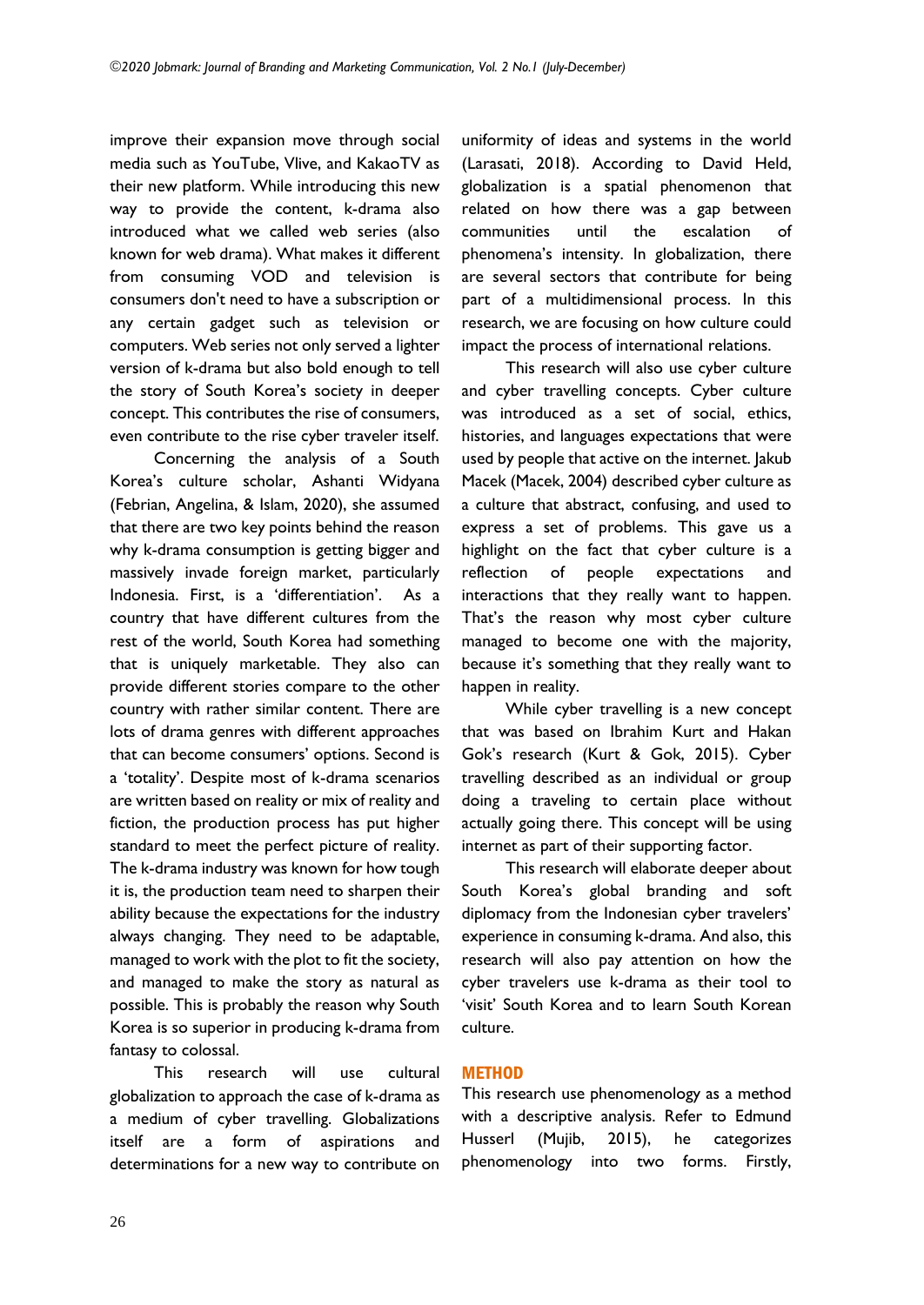improve their expansion move through social media such as YouTube, Vlive, and KakaoTV as their new platform. While introducing this new way to provide the content, k-drama also introduced what we called web series (also known for web drama). What makes it different from consuming VOD and television is consumers don't need to have a subscription or any certain gadget such as television or computers. Web series not only served a lighter version of k-drama but also bold enough to tell the story of South Korea's society in deeper concept. This contributes the rise of consumers, even contribute to the rise cyber traveler itself.

Concerning the analysis of a South Korea's culture scholar, Ashanti Widyana (Febrian, Angelina, & Islam, 2020), she assumed that there are two key points behind the reason why k-drama consumption is getting bigger and massively invade foreign market, particularly Indonesia. First, is a 'differentiation'. As a country that have different cultures from the rest of the world, South Korea had something that is uniquely marketable. They also can provide different stories compare to the other country with rather similar content. There are lots of drama genres with different approaches that can become consumers' options. Second is a 'totality'. Despite most of k-drama scenarios are written based on reality or mix of reality and fiction, the production process has put higher standard to meet the perfect picture of reality. The k-drama industry was known for how tough it is, the production team need to sharpen their ability because the expectations for the industry always changing. They need to be adaptable, managed to work with the plot to fit the society, and managed to make the story as natural as possible. This is probably the reason why South Korea is so superior in producing k-drama from fantasy to colossal.

This research will use cultural globalization to approach the case of k-drama as a medium of cyber travelling. Globalizations itself are a form of aspirations and determinations for a new way to contribute on uniformity of ideas and systems in the world (Larasati, 2018). According to David Held, globalization is a spatial phenomenon that related on how there was a gap between communities until the escalation of phenomena's intensity. In globalization, there are several sectors that contribute for being part of a multidimensional process. In this research, we are focusing on how culture could impact the process of international relations.

This research will also use cyber culture and cyber travelling concepts. Cyber culture was introduced as a set of social, ethics, histories, and languages expectations that were used by people that active on the internet. Jakub Macek (Macek, 2004) described cyber culture as a culture that abstract, confusing, and used to express a set of problems. This gave us a highlight on the fact that cyber culture is a reflection of people expectations and interactions that they really want to happen. That's the reason why most cyber culture managed to become one with the majority, because it's something that they really want to happen in reality.

While cyber travelling is a new concept that was based on Ibrahim Kurt and Hakan Gok's research (Kurt & Gok, 2015). Cyber travelling described as an individual or group doing a traveling to certain place without actually going there. This concept will be using internet as part of their supporting factor.

This research will elaborate deeper about South Korea's global branding and soft diplomacy from the Indonesian cyber travelers' experience in consuming k-drama. And also, this research will also pay attention on how the cyber travelers use k-drama as their tool to 'visit' South Korea and to learn South Korean culture.

## METHOD

This research use phenomenology as a method with a descriptive analysis. Refer to Edmund Husserl (Mujib, 2015), he categorizes phenomenology into two forms. Firstly,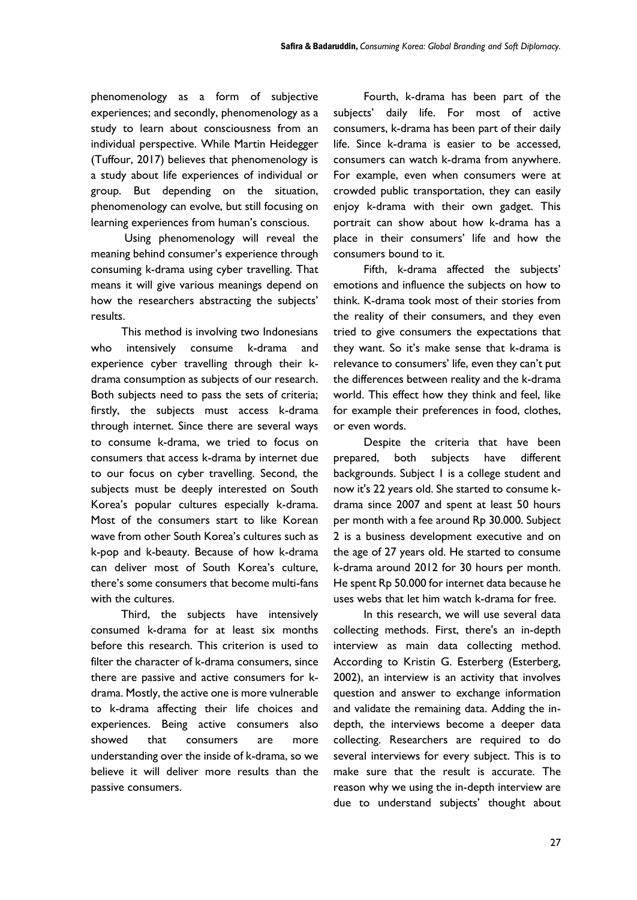phenomenology as a form of subjective experiences; and secondly, phenomenology as a study to learn about consciousness from an individual perspective. While Martin Heidegger (Tuffour, 2017) believes that phenomenology is a study about life experiences of individual or group. But depending on the situation, phenomenology can evolve, but still focusing on learning experiences from human's conscious.

Using phenomenology will reveal the meaning behind consumer's experience through consuming k-drama using cyber travelling. That means it will give various meanings depend on how the researchers abstracting the subjects' results.

This method is involving two Indonesians who intensively consume k-drama and experience cyber travelling through their k-drama consumption as subjects of our research. Both subjects need to pass the sets of criteria; firstly, the subjects must access k-drama through internet. Since there are several ways to consume k-drama, we tried to focus on consumers that access k-drama by internet due to our focus on cyber travelling. Second, the subjects must be deeply interested on South Korea's popular cultures especially k-drama. Most of the consumers start to like Korean wave from other South Korea's cultures such as k-pop and k-beauty. Because of how k-drama can deliver most of South Korea's culture, there's some consumers that become multi-fans with the cultures.

Third, the subjects have intensively consumed k-drama for at least six months before this research. This criterion is used to filter the character of k-drama consumers, since there are passive and active consumers for k-drama. Mostly, the active one is more vulnerable to k-drama affecting their life choices and experiences. Being active consumers also showed that consumers are more understanding over the inside of k-drama, so we believe it will deliver more results than the passive consumers.

Fourth, k-drama has been part of the subjects' daily life. For most of active consumers, k-drama has been part of their daily life. Since k-drama is easier to be accessed, consumers can watch k-drama from anywhere. For example, even when consumers were at crowded public transportation, they can easily enjoy k-drama with their own gadget. This portrait can show about how k-drama has a place in their consumers' life and how the consumers bound to it.

Fifth, k-drama affected the subjects' emotions and influence the subjects on how to think. K-drama took most of their stories from the reality of their consumers, and they even tried to give consumers the expectations that they want. So it's make sense that k-drama is relevance to consumers' life, even they can't put the differences between reality and the k-drama world. This effect how they think and feel, like for example their preferences in food, clothes, or even words.

Despite the criteria that have been prepared, both subjects have different backgrounds. Subject 1 is a college student and now it's 22 years old. She started to consume k-drama since 2007 and spent at least 50 hours per month with a fee around Rp 30.000. Subject 2 is a business development executive and on the age of 27 years old. He started to consume k-drama around 2012 for 30 hours per month. He spent Rp 50.000 for internet data because he uses webs that let him watch k-drama for free.

In this research, we will use several data collecting methods. First, there's an in-depth interview as main data collecting method. According to Kristin G. Esterberg (Esterberg, 2002), an interview is an activity that involves question and answer to exchange information and validate the remaining data. Adding the in-depth, the interviews become a deeper data collecting. Researchers are required to do several interviews for every subject. This is to make sure that the result is accurate. The reason why we using the in-depth interview are due to understand subjects' thought about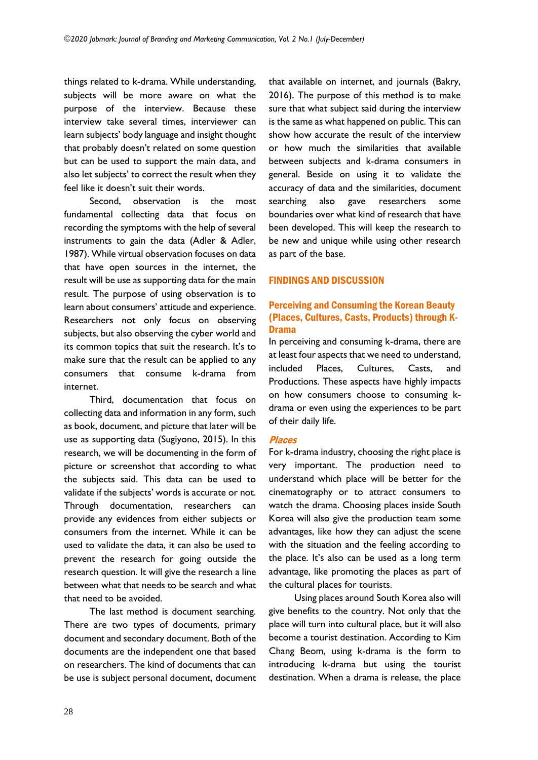things related to k-drama. While understanding, subjects will be more aware on what the purpose of the interview. Because these interview take several times, interviewer can learn subjects' body language and insight thought that probably doesn't related on some question but can be used to support the main data, and also let subjects' to correct the result when they feel like it doesn't suit their words.

Second, observation is the most fundamental collecting data that focus on recording the symptoms with the help of several instruments to gain the data (Adler & Adler, 1987). While virtual observation focuses on data that have open sources in the internet, the result will be use as supporting data for the main result. The purpose of using observation is to learn about consumers' attitude and experience. Researchers not only focus on observing subjects, but also observing the cyber world and its common topics that suit the research. It's to make sure that the result can be applied to any consumers that consume k-drama from internet.

Third, documentation that focus on collecting data and information in any form, such as book, document, and picture that later will be use as supporting data (Sugiyono, 2015). In this research, we will be documenting in the form of picture or screenshot that according to what the subjects said. This data can be used to validate if the subjects' words is accurate or not. Through documentation, researchers can provide any evidences from either subjects or consumers from the internet. While it can be used to validate the data, it can also be used to prevent the research for going outside the research question. It will give the research a line between what that needs to be search and what that need to be avoided.

The last method is document searching. There are two types of documents, primary document and secondary document. Both of the documents are the independent one that based on researchers. The kind of documents that can be use is subject personal document, document that available on internet, and journals (Bakry, 2016). The purpose of this method is to make sure that what subject said during the interview is the same as what happened on public. This can show how accurate the result of the interview or how much the similarities that available between subjects and k-drama consumers in general. Beside on using it to validate the accuracy of data and the similarities, document searching also gave researchers some boundaries over what kind of research that have been developed. This will keep the research to be new and unique while using other research as part of the base.

## FINDINGS AND DISCUSSION

### Perceiving and Consuming the Korean Beauty (Places, Cultures, Casts, Products) through K-Drama

In perceiving and consuming k-drama, there are at least four aspects that we need to understand, included Places, Cultures, Casts, and Productions. These aspects have highly impacts on how consumers choose to consuming k-drama or even using the experiences to be part of their daily life.

#### *Places*

For k-drama industry, choosing the right place is very important. The production need to understand which place will be better for the cinematography or to attract consumers to watch the drama. Choosing places inside South Korea will also give the production team some advantages, like how they can adjust the scene with the situation and the feeling according to the place. It's also can be used as a long term advantage, like promoting the places as part of the cultural places for tourists.

Using places around South Korea also will give benefits to the country. Not only that the place will turn into cultural place, but it will also become a tourist destination. According to Kim Chang Beom, using k-drama is the form to introducing k-drama but using the tourist destination. When a drama is release, the place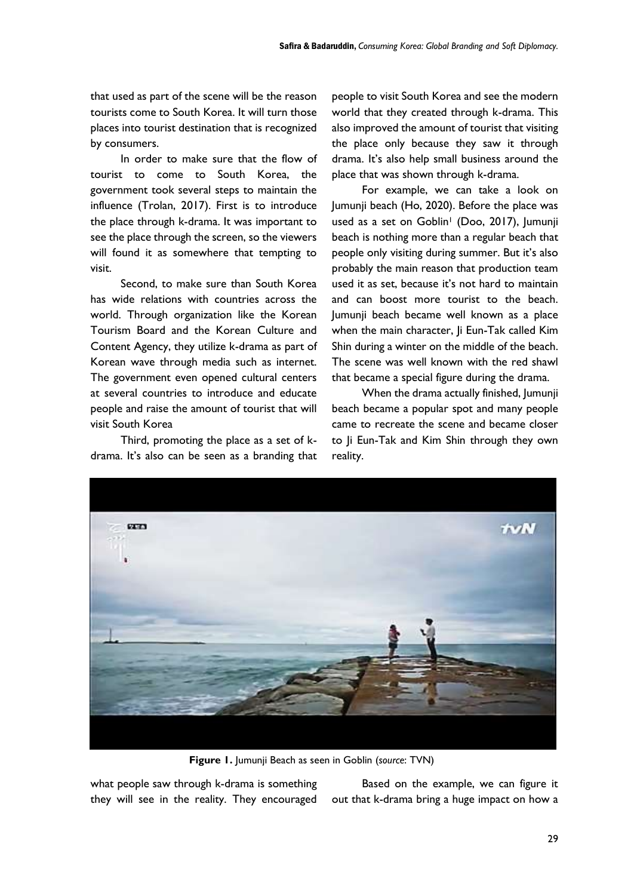that used as part of the scene will be the reason tourists come to South Korea. It will turn those places into tourist destination that is recognized by consumers.

In order to make sure that the flow of tourist to come to South Korea, the government took several steps to maintain the influence (Trolan, 2017). First is to introduce the place through k-drama. It was important to see the place through the screen, so the viewers will found it as somewhere that tempting to visit.

Second, to make sure than South Korea has wide relations with countries across the world. Through organization like the Korean Tourism Board and the Korean Culture and Content Agency, they utilize k-drama as part of Korean wave through media such as internet. The government even opened cultural centers at several countries to introduce and educate people and raise the amount of tourist that will visit South Korea

Third, promoting the place as a set of k-drama. It's also can be seen as a branding that what people saw through k-drama is something they will see in the reality. They encouraged people to visit South Korea and see the modern world that they created through k-drama. This also improved the amount of tourist that visiting the place only because they saw it through drama. It's also help small business around the place that was shown through k-drama.

For example, we can take a look on Jumunji beach (Ho, 2020). Before the place was used as a set on Goblin[1] (Doo, 2017), Jumunji beach is nothing more than a regular beach that people only visiting during summer. But it's also probably the main reason that production team used it as set, because it's not hard to maintain and can boost more tourist to the beach. Jumunji beach became well known as a place when the main character, Ji Eun-Tak called Kim Shin during a winter on the middle of the beach. The scene was well known with the red shawl that became a special figure during the drama.

When the drama actually finished, Jumunji beach became a popular spot and many people came to recreate the scene and became closer to Ji Eun-Tak and Kim Shin through they own reality.

**Figure 1.** Jumunji Beach as seen in Goblin (*source*: TVN)

Based on the example, we can figure it out that k-drama bring a huge impact on how a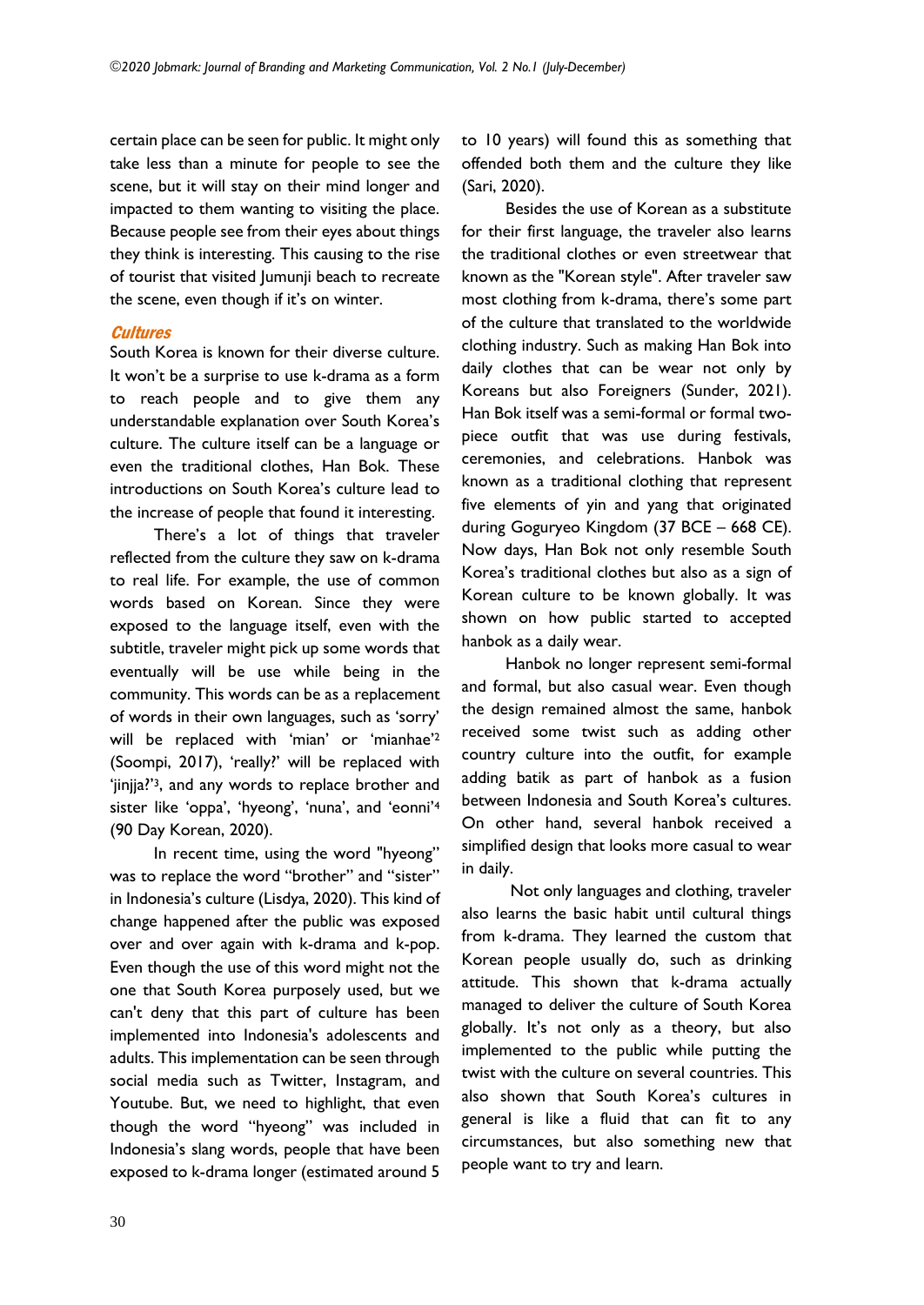certain place can be seen for public. It might only take less than a minute for people to see the scene, but it will stay on their mind longer and impacted to them wanting to visiting the place. Because people see from their eyes about things they think is interesting. This causing to the rise of tourist that visited Jumunji beach to recreate the scene, even though if it's on winter.

### *Cultures*

South Korea is known for their diverse culture. It won't be a surprise to use k-drama as a form to reach people and to give them any understandable explanation over South Korea's culture. The culture itself can be a language or even the traditional clothes, Han Bok. These introductions on South Korea's culture lead to the increase of people that found it interesting.

There's a lot of things that traveler reflected from the culture they saw on k-drama to real life. For example, the use of common words based on Korean. Since they were exposed to the language itself, even with the subtitle, traveler might pick up some words that eventually will be use while being in the community. This words can be as a replacement of words in their own languages, such as 'sorry' will be replaced with 'mian' or 'mianhae'[2] (Soompi, 2017), 'really?' will be replaced with 'jinjja?'[3], and any words to replace brother and sister like 'oppa', 'hyeong', 'nuna', and 'eonni'[4] (90 Day Korean, 2020).

In recent time, using the word "hyeong" was to replace the word "brother" and "sister" in Indonesia's culture (Lisdya, 2020). This kind of change happened after the public was exposed over and over again with k-drama and k-pop. Even though the use of this word might not the one that South Korea purposely used, but we can't deny that this part of culture has been implemented into Indonesia's adolescents and adults. This implementation can be seen through social media such as Twitter, Instagram, and Youtube. But, we need to highlight, that even though the word "hyeong" was included in Indonesia's slang words, people that have been exposed to k-drama longer (estimated around 5 to 10 years) will found this as something that offended both them and the culture they like (Sari, 2020).

Besides the use of Korean as a substitute for their first language, the traveler also learns the traditional clothes or even streetwear that known as the "Korean style". After traveler saw most clothing from k-drama, there's some part of the culture that translated to the worldwide clothing industry. Such as making Han Bok into daily clothes that can be wear not only by Koreans but also Foreigners (Sunder, 2021). Han Bok itself was a semi-formal or formal two-piece outfit that was use during festivals, ceremonies, and celebrations. Hanbok was known as a traditional clothing that represent five elements of yin and yang that originated during Goguryeo Kingdom (37 BCE – 668 CE). Now days, Han Bok not only resemble South Korea's traditional clothes but also as a sign of Korean culture to be known globally. It was shown on how public started to accepted hanbok as a daily wear.

Hanbok no longer represent semi-formal and formal, but also casual wear. Even though the design remained almost the same, hanbok received some twist such as adding other country culture into the outfit, for example adding batik as part of hanbok as a fusion between Indonesia and South Korea's cultures. On other hand, several hanbok received a simplified design that looks more casual to wear in daily.

Not only languages and clothing, traveler also learns the basic habit until cultural things from k-drama. They learned the custom that Korean people usually do, such as drinking attitude. This shown that k-drama actually managed to deliver the culture of South Korea globally. It's not only as a theory, but also implemented to the public while putting the twist with the culture on several countries. This also shown that South Korea's cultures in general is like a fluid that can fit to any circumstances, but also something new that people want to try and learn.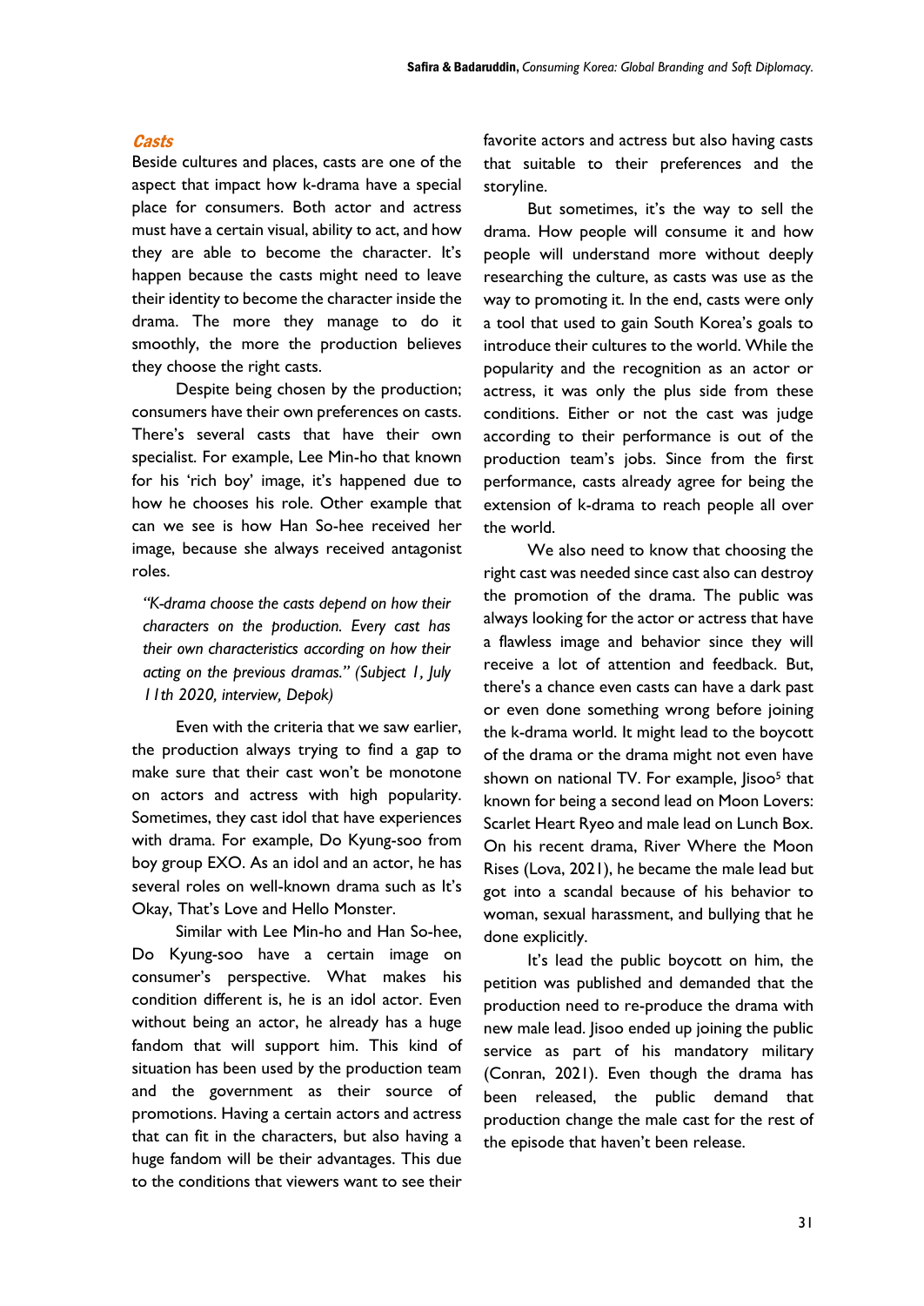### *Casts*

Beside cultures and places, casts are one of the aspect that impact how k-drama have a special place for consumers. Both actor and actress must have a certain visual, ability to act, and how they are able to become the character. It's happen because the casts might need to leave their identity to become the character inside the drama. The more they manage to do it smoothly, the more the production believes they choose the right casts.

Despite being chosen by the production; consumers have their own preferences on casts. There's several casts that have their own specialist. For example, Lee Min-ho that known for his 'rich boy' image, it's happened due to how he chooses his role. Other example that can we see is how Han So-hee received her image, because she always received antagonist roles.

> *"K-drama choose the casts depend on how their characters on the production. Every cast has their own characteristics according on how their acting on the previous dramas." (Subject 1, July 11th 2020, interview, Depok)*

Even with the criteria that we saw earlier, the production always trying to find a gap to make sure that their cast won't be monotone on actors and actress with high popularity. Sometimes, they cast idol that have experiences with drama. For example, Do Kyung-soo from boy group EXO. As an idol and an actor, he has several roles on well-known drama such as It's Okay, That's Love and Hello Monster.

Similar with Lee Min-ho and Han So-hee, Do Kyung-soo have a certain image on consumer's perspective. What makes his condition different is, he is an idol actor. Even without being an actor, he already has a huge fandom that will support him. This kind of situation has been used by the production team and the government as their source of promotions. Having a certain actors and actress that can fit in the characters, but also having a huge fandom will be their advantages. This due to the conditions that viewers want to see their favorite actors and actress but also having casts that suitable to their preferences and the storyline.

But sometimes, it's the way to sell the drama. How people will consume it and how people will understand more without deeply researching the culture, as casts was use as the way to promoting it. In the end, casts were only a tool that used to gain South Korea's goals to introduce their cultures to the world. While the popularity and the recognition as an actor or actress, it was only the plus side from these conditions. Either or not the cast was judge according to their performance is out of the production team's jobs. Since from the first performance, casts already agree for being the extension of k-drama to reach people all over the world.

We also need to know that choosing the right cast was needed since cast also can destroy the promotion of the drama. The public was always looking for the actor or actress that have a flawless image and behavior since they will receive a lot of attention and feedback. But, there's a chance even casts can have a dark past or even done something wrong before joining the k-drama world. It might lead to the boycott of the drama or the drama might not even have shown on national TV. For example, Jisoo[5] that known for being a second lead on Moon Lovers: Scarlet Heart Ryeo and male lead on Lunch Box. On his recent drama, River Where the Moon Rises (Lova, 2021), he became the male lead but got into a scandal because of his behavior to woman, sexual harassment, and bullying that he done explicitly.

It's lead the public boycott on him, the petition was published and demanded that the production need to re-produce the drama with new male lead. Jisoo ended up joining the public service as part of his mandatory military (Conran, 2021). Even though the drama has been released, the public demand that production change the male cast for the rest of the episode that haven't been release.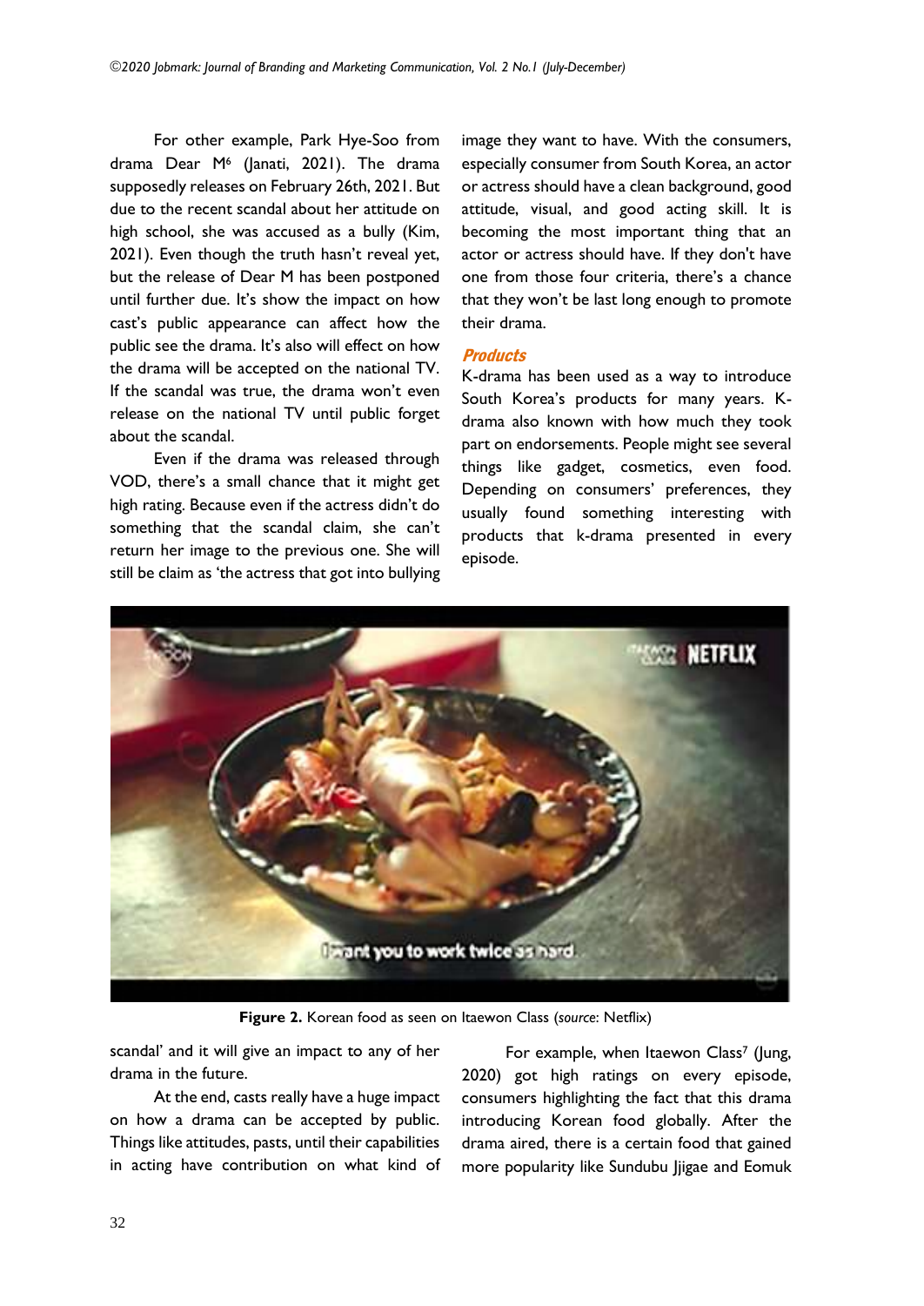For other example, Park Hye-Soo from drama Dear M[6] (Janati, 2021). The drama supposedly releases on February 26th, 2021. But due to the recent scandal about her attitude on high school, she was accused as a bully (Kim, 2021). Even though the truth hasn't reveal yet, but the release of Dear M has been postponed until further due. It's show the impact on how cast's public appearance can affect how the public see the drama. It's also will effect on how the drama will be accepted on the national TV. If the scandal was true, the drama won't even release on the national TV until public forget about the scandal.

Even if the drama was released through VOD, there's a small chance that it might get high rating. Because even if the actress didn't do something that the scandal claim, she can't return her image to the previous one. She will still be claim as 'the actress that got into bullying scandal' and it will give an impact to any of her drama in the future.

At the end, casts really have a huge impact on how a drama can be accepted by public. Things like attitudes, pasts, until their capabilities in acting have contribution on what kind of image they want to have. With the consumers, especially consumer from South Korea, an actor or actress should have a clean background, good attitude, visual, and good acting skill. It is becoming the most important thing that an actor or actress should have. If they don't have one from those four criteria, there's a chance that they won't be last long enough to promote their drama.

### *Products*

K-drama has been used as a way to introduce South Korea's products for many years. K-drama also known with how much they took part on endorsements. People might see several things like gadget, cosmetics, even food. Depending on consumers' preferences, they usually found something interesting with products that k-drama presented in every episode.

**Figure 2.** Korean food as seen on Itaewon Class (*source*: Netflix)

For example, when Itaewon Class[7] (Jung, 2020) got high ratings on every episode, consumers highlighting the fact that this drama introducing Korean food globally. After the drama aired, there is a certain food that gained more popularity like Sundubu Jjigae and Eomuk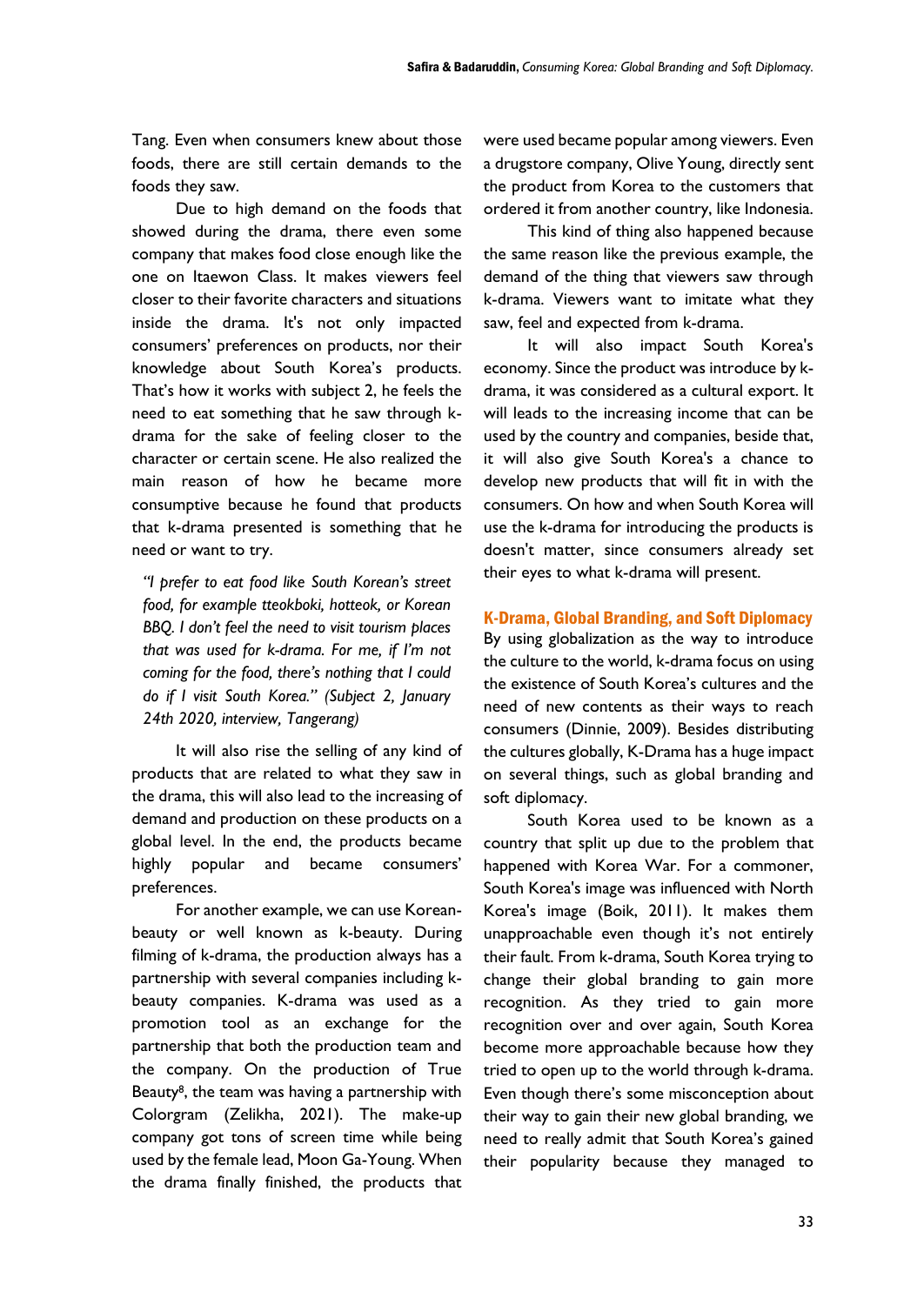Tang. Even when consumers knew about those foods, there are still certain demands to the foods they saw.

Due to high demand on the foods that showed during the drama, there even some company that makes food close enough like the one on Itaewon Class. It makes viewers feel closer to their favorite characters and situations inside the drama. It's not only impacted consumers' preferences on products, nor their knowledge about South Korea's products. That's how it works with subject 2, he feels the need to eat something that he saw through k-drama for the sake of feeling closer to the character or certain scene. He also realized the main reason of how he became more consumptive because he found that products that k-drama presented is something that he need or want to try.

> *"I prefer to eat food like South Korean's street food, for example tteokboki, hotteok, or Korean BBQ. I don't feel the need to visit tourism places that was used for k-drama. For me, if I'm not coming for the food, there's nothing that I could do if I visit South Korea." (Subject 2, January 24th 2020, interview, Tangerang)*

It will also rise the selling of any kind of products that are related to what they saw in the drama, this will also lead to the increasing of demand and production on these products on a global level. In the end, the products became highly popular and became consumers' preferences.

For another example, we can use Korean-beauty or well known as k-beauty. During filming of k-drama, the production always has a partnership with several companies including k-beauty companies. K-drama was used as a promotion tool as an exchange for the partnership that both the production team and the company. On the production of True Beauty[8], the team was having a partnership with Colorgram (Zelikha, 2021). The make-up company got tons of screen time while being used by the female lead, Moon Ga-Young. When the drama finally finished, the products that were used became popular among viewers. Even a drugstore company, Olive Young, directly sent the product from Korea to the customers that ordered it from another country, like Indonesia.

This kind of thing also happened because the same reason like the previous example, the demand of the thing that viewers saw through k-drama. Viewers want to imitate what they saw, feel and expected from k-drama.

It will also impact South Korea's economy. Since the product was introduce by k-drama, it was considered as a cultural export. It will leads to the increasing income that can be used by the country and companies, beside that, it will also give South Korea's a chance to develop new products that will fit in with the consumers. On how and when South Korea will use the k-drama for introducing the products is doesn't matter, since consumers already set their eyes to what k-drama will present.

## K-Drama, Global Branding, and Soft Diplomacy

By using globalization as the way to introduce the culture to the world, k-drama focus on using the existence of South Korea's cultures and the need of new contents as their ways to reach consumers (Dinnie, 2009). Besides distributing the cultures globally, K-Drama has a huge impact on several things, such as global branding and soft diplomacy.

South Korea used to be known as a country that split up due to the problem that happened with Korea War. For a commoner, South Korea's image was influenced with North Korea's image (Boik, 2011). It makes them unapproachable even though it's not entirely their fault. From k-drama, South Korea trying to change their global branding to gain more recognition. As they tried to gain more recognition over and over again, South Korea become more approachable because how they tried to open up to the world through k-drama. Even though there's some misconception about their way to gain their new global branding, we need to really admit that South Korea's gained their popularity because they managed to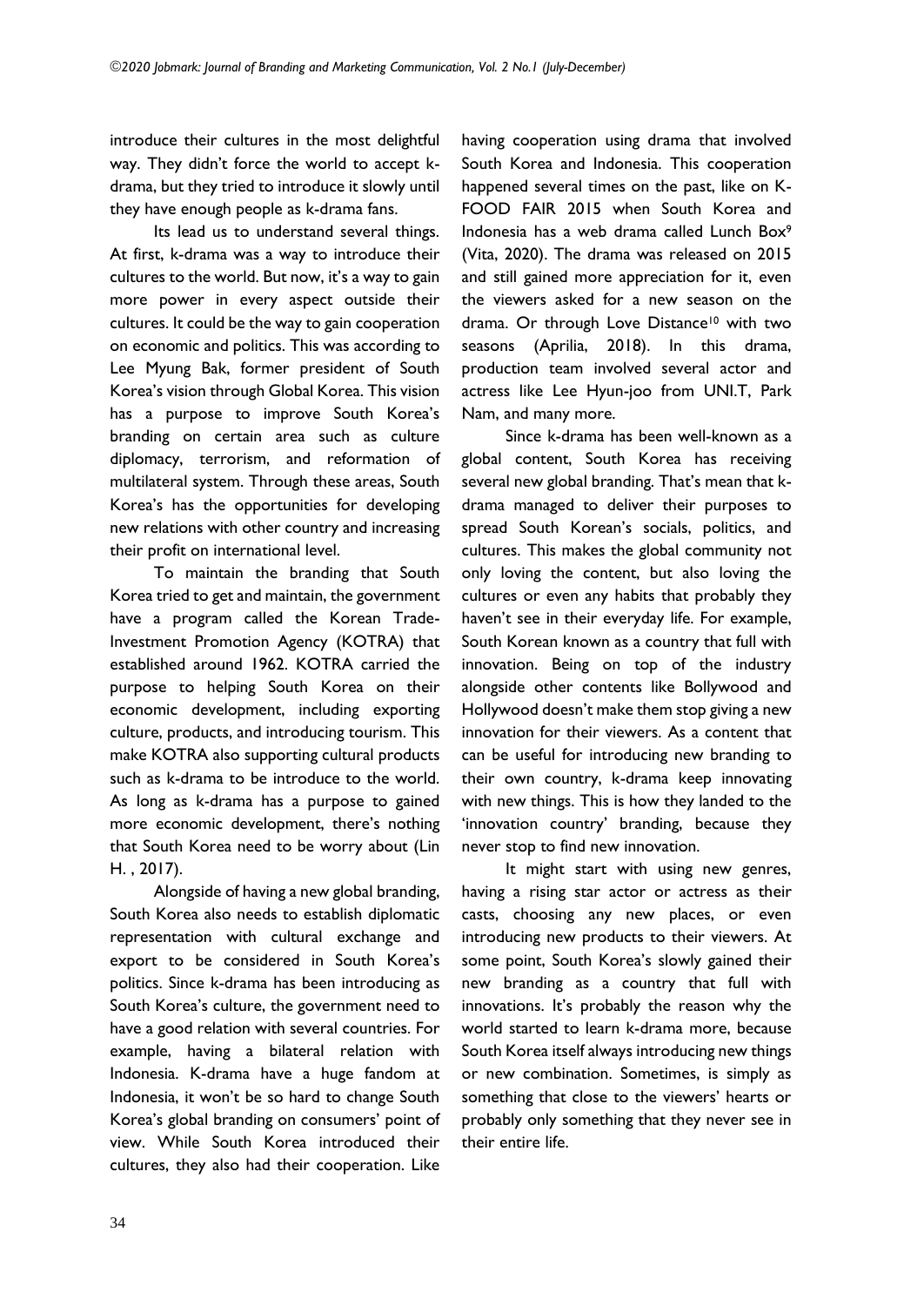introduce their cultures in the most delightful way. They didn't force the world to accept k-drama, but they tried to introduce it slowly until they have enough people as k-drama fans.

Its lead us to understand several things. At first, k-drama was a way to introduce their cultures to the world. But now, it's a way to gain more power in every aspect outside their cultures. It could be the way to gain cooperation on economic and politics. This was according to Lee Myung Bak, former president of South Korea's vision through Global Korea. This vision has a purpose to improve South Korea's branding on certain area such as culture diplomacy, terrorism, and reformation of multilateral system. Through these areas, South Korea's has the opportunities for developing new relations with other country and increasing their profit on international level.

To maintain the branding that South Korea tried to get and maintain, the government have a program called the Korean Trade-Investment Promotion Agency (KOTRA) that established around 1962. KOTRA carried the purpose to helping South Korea on their economic development, including exporting culture, products, and introducing tourism. This make KOTRA also supporting cultural products such as k-drama to be introduce to the world. As long as k-drama has a purpose to gained more economic development, there's nothing that South Korea need to be worry about (Lin H. , 2017).

Alongside of having a new global branding, South Korea also needs to establish diplomatic representation with cultural exchange and export to be considered in South Korea's politics. Since k-drama has been introducing as South Korea's culture, the government need to have a good relation with several countries. For example, having a bilateral relation with Indonesia. K-drama have a huge fandom at Indonesia, it won't be so hard to change South Korea's global branding on consumers' point of view. While South Korea introduced their cultures, they also had their cooperation. Like having cooperation using drama that involved South Korea and Indonesia. This cooperation happened several times on the past, like on K-FOOD FAIR 2015 when South Korea and Indonesia has a web drama called Lunch Box[9] (Vita, 2020). The drama was released on 2015 and still gained more appreciation for it, even the viewers asked for a new season on the drama. Or through Love Distance[10] with two seasons (Aprilia, 2018). In this drama, production team involved several actor and actress like Lee Hyun-joo from UNI.T, Park Nam, and many more.

Since k-drama has been well-known as a global content, South Korea has receiving several new global branding. That's mean that k-drama managed to deliver their purposes to spread South Korean's socials, politics, and cultures. This makes the global community not only loving the content, but also loving the cultures or even any habits that probably they haven't see in their everyday life. For example, South Korean known as a country that full with innovation. Being on top of the industry alongside other contents like Bollywood and Hollywood doesn't make them stop giving a new innovation for their viewers. As a content that can be useful for introducing new branding to their own country, k-drama keep innovating with new things. This is how they landed to the 'innovation country' branding, because they never stop to find new innovation.

It might start with using new genres, having a rising star actor or actress as their casts, choosing any new places, or even introducing new products to their viewers. At some point, South Korea's slowly gained their new branding as a country that full with innovations. It's probably the reason why the world started to learn k-drama more, because South Korea itself always introducing new things or new combination. Sometimes, is simply as something that close to the viewers' hearts or probably only something that they never see in their entire life.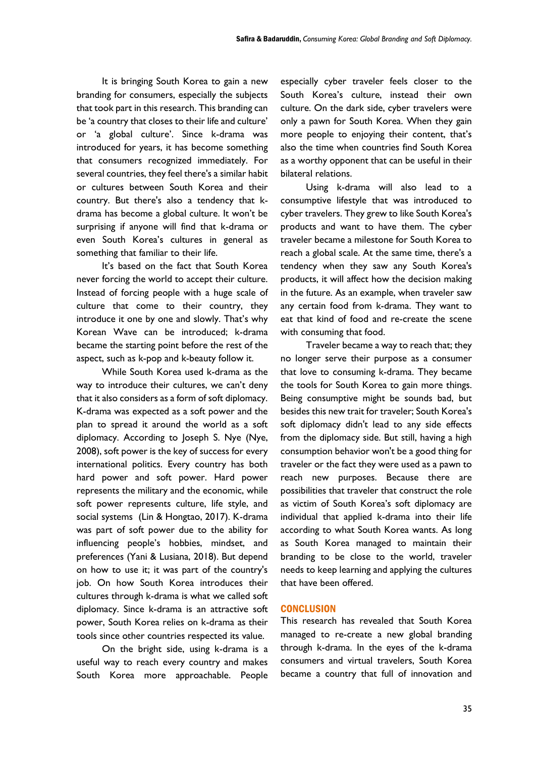It is bringing South Korea to gain a new branding for consumers, especially the subjects that took part in this research. This branding can be 'a country that closes to their life and culture' or 'a global culture'. Since k-drama was introduced for years, it has become something that consumers recognized immediately. For several countries, they feel there's a similar habit or cultures between South Korea and their country. But there's also a tendency that k-drama has become a global culture. It won't be surprising if anyone will find that k-drama or even South Korea's cultures in general as something that familiar to their life.

It's based on the fact that South Korea never forcing the world to accept their culture. Instead of forcing people with a huge scale of culture that come to their country, they introduce it one by one and slowly. That's why Korean Wave can be introduced; k-drama became the starting point before the rest of the aspect, such as k-pop and k-beauty follow it.

While South Korea used k-drama as the way to introduce their cultures, we can't deny that it also considers as a form of soft diplomacy. K-drama was expected as a soft power and the plan to spread it around the world as a soft diplomacy. According to Joseph S. Nye (Nye, 2008), soft power is the key of success for every international politics. Every country has both hard power and soft power. Hard power represents the military and the economic, while soft power represents culture, life style, and social systems (Lin & Hongtao, 2017). K-drama was part of soft power due to the ability for influencing people's hobbies, mindset, and preferences (Yani & Lusiana, 2018). But depend on how to use it; it was part of the country's job. On how South Korea introduces their cultures through k-drama is what we called soft diplomacy. Since k-drama is an attractive soft power, South Korea relies on k-drama as their tools since other countries respected its value.

On the bright side, using k-drama is a useful way to reach every country and makes South Korea more approachable. People especially cyber traveler feels closer to the South Korea's culture, instead their own culture. On the dark side, cyber travelers were only a pawn for South Korea. When they gain more people to enjoying their content, that's also the time when countries find South Korea as a worthy opponent that can be useful in their bilateral relations.

Using k-drama will also lead to a consumptive lifestyle that was introduced to cyber travelers. They grew to like South Korea's products and want to have them. The cyber traveler became a milestone for South Korea to reach a global scale. At the same time, there's a tendency when they saw any South Korea's products, it will affect how the decision making in the future. As an example, when traveler saw any certain food from k-drama. They want to eat that kind of food and re-create the scene with consuming that food.

Traveler became a way to reach that; they no longer serve their purpose as a consumer that love to consuming k-drama. They became the tools for South Korea to gain more things. Being consumptive might be sounds bad, but besides this new trait for traveler; South Korea's soft diplomacy didn't lead to any side effects from the diplomacy side. But still, having a high consumption behavior won't be a good thing for traveler or the fact they were used as a pawn to reach new purposes. Because there are possibilities that traveler that construct the role as victim of South Korea's soft diplomacy are individual that applied k-drama into their life according to what South Korea wants. As long as South Korea managed to maintain their branding to be close to the world, traveler needs to keep learning and applying the cultures that have been offered.

## CONCLUSION

This research has revealed that South Korea managed to re-create a new global branding through k-drama. In the eyes of the k-drama consumers and virtual travelers, South Korea became a country that full of innovation and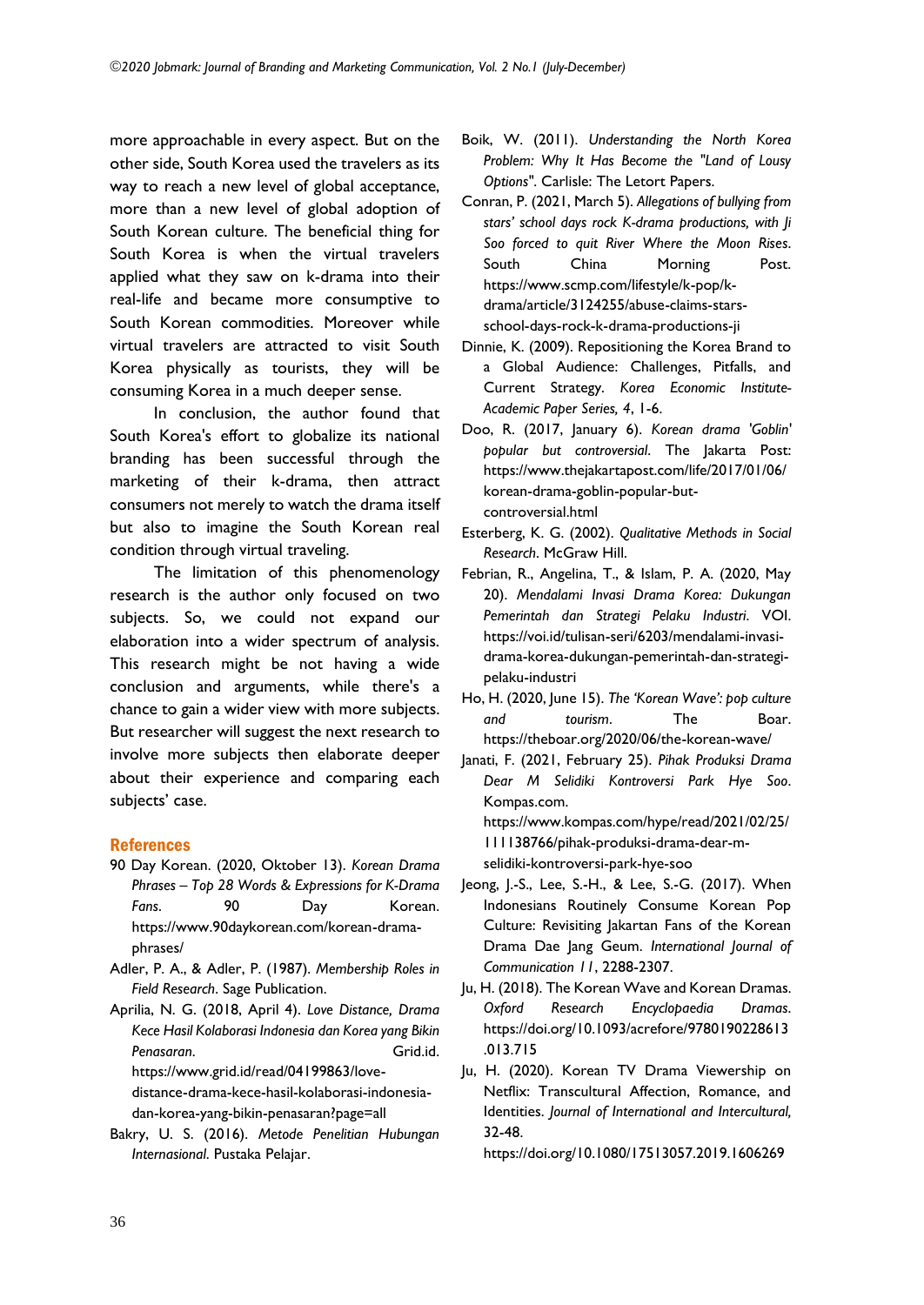more approachable in every aspect. But on the other side, South Korea used the travelers as its way to reach a new level of global acceptance, more than a new level of global adoption of South Korean culture. The beneficial thing for South Korea is when the virtual travelers applied what they saw on k-drama into their real-life and became more consumptive to South Korean commodities. Moreover while virtual travelers are attracted to visit South Korea physically as tourists, they will be consuming Korea in a much deeper sense.

In conclusion, the author found that South Korea's effort to globalize its national branding has been successful through the marketing of their k-drama, then attract consumers not merely to watch the drama itself but also to imagine the South Korean real condition through virtual traveling.

The limitation of this phenomenology research is the author only focused on two subjects. So, we could not expand our elaboration into a wider spectrum of analysis. This research might be not having a wide conclusion and arguments, while there's a chance to gain a wider view with more subjects. But researcher will suggest the next research to involve more subjects then elaborate deeper about their experience and comparing each subjects' case.

## References

90 Day Korean. (2020, Oktober 13). *Korean Drama Phrases – Top 28 Words & Expressions for K-Drama Fans*. 90 Day Korean. https://www.90daykorean.com/korean-drama-phrases/

Adler, P. A., & Adler, P. (1987). *Membership Roles in Field Research*. Sage Publication.

Aprilia, N. G. (2018, April 4). *Love Distance, Drama Kece Hasil Kolaborasi Indonesia dan Korea yang Bikin Penasaran*. Grid.id. https://www.grid.id/read/04199863/love-distance-drama-kece-hasil-kolaborasi-indonesia-dan-korea-yang-bikin-penasaran?page=all

Bakry, U. S. (2016). *Metode Penelitian Hubungan Internasional.* Pustaka Pelajar.

Boik, W. (2011). *Understanding the North Korea Problem: Why It Has Become the "Land of Lousy Options"*. Carlisle: The Letort Papers.

Conran, P. (2021, March 5). *Allegations of bullying from stars' school days rock K-drama productions, with Ji Soo forced to quit River Where the Moon Rises*. South China Morning Post. https://www.scmp.com/lifestyle/k-pop/k-drama/article/3124255/abuse-claims-stars-school-days-rock-k-drama-productions-ji

Dinnie, K. (2009). Repositioning the Korea Brand to a Global Audience: Challenges, Pitfalls, and Current Strategy. *Korea Economic Institute-Academic Paper Series, 4*, 1-6.

Doo, R. (2017, January 6). *Korean drama 'Goblin' popular but controversial*. The Jakarta Post: https://www.thejakartapost.com/life/2017/01/06/korean-drama-goblin-popular-but-controversial.html

Esterberg, K. G. (2002). *Qualitative Methods in Social Research.* McGraw Hill.

Febrian, R., Angelina, T., & Islam, P. A. (2020, May 20). *Mendalami Invasi Drama Korea: Dukungan Pemerintah dan Strategi Pelaku Industri*. VOI. https://voi.id/tulisan-seri/6203/mendalami-invasi-drama-korea-dukungan-pemerintah-dan-strategi-pelaku-industri

Ho, H. (2020, June 15). *The 'Korean Wave': pop culture and tourism*. The Boar. https://theboar.org/2020/06/the-korean-wave/

Janati, F. (2021, February 25). *Pihak Produksi Drama Dear M Selidiki Kontroversi Park Hye Soo*. Kompas.com. https://www.kompas.com/hype/read/2021/02/25/111138766/pihak-produksi-drama-dear-m-selidiki-kontroversi-park-hye-soo

Jeong, J.-S., Lee, S.-H., & Lee, S.-G. (2017). When Indonesians Routinely Consume Korean Pop Culture: Revisiting Jakartan Fans of the Korean Drama Dae Jang Geum. *International Journal of Communication 11*, 2288-2307.

Ju, H. (2018). The Korean Wave and Korean Dramas. *Oxford Research Encyclopaedia Dramas*. https://doi.org/10.1093/acrefore/9780190228613.013.715

Ju, H. (2020). Korean TV Drama Viewership on Netflix: Transcultural Affection, Romance, and Identities. *Journal of International and Intercultural,* 32-48. https://doi.org/10.1080/17513057.2019.1606269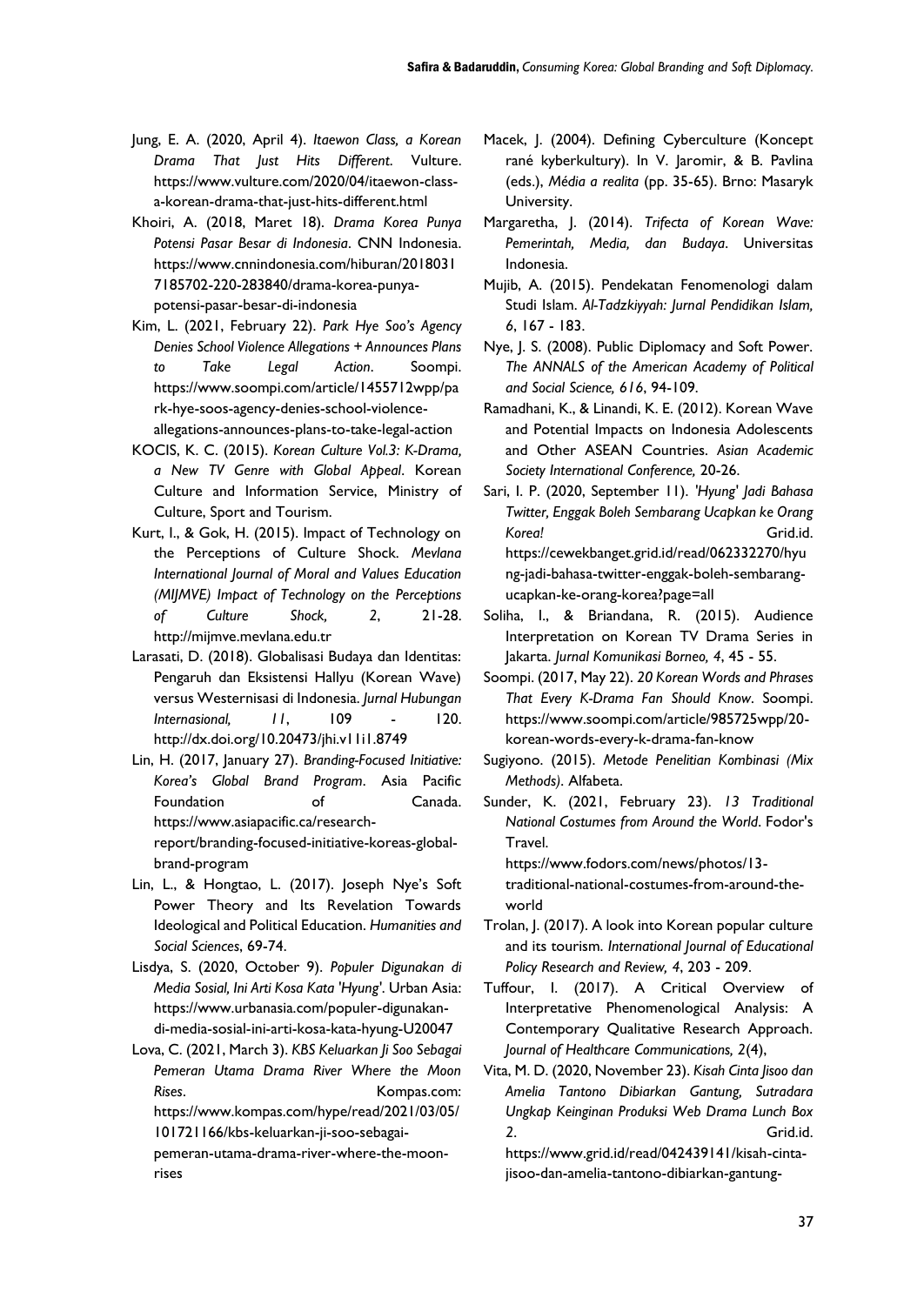Jung, E. A. (2020, April 4). *Itaewon Class, a Korean Drama That Just Hits Different*. Vulture. https://www.vulture.com/2020/04/itaewon-class-a-korean-drama-that-just-hits-different.html

Khoiri, A. (2018, Maret 18). *Drama Korea Punya Potensi Pasar Besar di Indonesia*. CNN Indonesia. https://www.cnnindonesia.com/hiburan/20180317185702-220-283840/drama-korea-punya-potensi-pasar-besar-di-indonesia

Kim, L. (2021, February 22). *Park Hye Soo's Agency Denies School Violence Allegations + Announces Plans to Take Legal Action*. Soompi. https://www.soompi.com/article/1455712wpp/park-hye-soos-agency-denies-school-violence-allegations-announces-plans-to-take-legal-action

KOCIS, K. C. (2015). *Korean Culture Vol.3: K-Drama, a New TV Genre with Global Appeal*. Korean Culture and Information Service, Ministry of Culture, Sport and Tourism.

Kurt, I., & Gok, H. (2015). Impact of Technology on the Perceptions of Culture Shock. *Mevlana International Journal of Moral and Values Education (MIJMVE) Impact of Technology on the Perceptions of Culture Shock, 2*, 21-28. http://mijmve.mevlana.edu.tr

Larasati, D. (2018). Globalisasi Budaya dan Identitas: Pengaruh dan Eksistensi Hallyu (Korean Wave) versus Westernisasi di Indonesia. *Jurnal Hubungan Internasional, 11*, 109 - 120. http://dx.doi.org/10.20473/jhi.v11i1.8749

Lin, H. (2017, January 27). *Branding-Focused Initiative: Korea's Global Brand Program*. Asia Pacific Foundation of Canada. https://www.asiapacific.ca/research-report/branding-focused-initiative-koreas-global-brand-program

Lin, L., & Hongtao, L. (2017). Joseph Nye's Soft Power Theory and Its Revelation Towards Ideological and Political Education. *Humanities and Social Sciences*, 69-74.

Lisdya, S. (2020, October 9). *Populer Digunakan di Media Sosial, Ini Arti Kosa Kata 'Hyung'*. Urban Asia: https://www.urbanasia.com/populer-digunakan-di-media-sosial-ini-arti-kosa-kata-hyung-U20047

Lova, C. (2021, March 3). *KBS Keluarkan Ji Soo Sebagai Pemeran Utama Drama River Where the Moon Rises*. Kompas.com: https://www.kompas.com/hype/read/2021/03/05/101721166/kbs-keluarkan-ji-soo-sebagai-pemeran-utama-drama-river-where-the-moon-rises

Macek, J. (2004). Defining Cyberculture (Koncept rané kyberkultury). In V. Jaromir, & B. Pavlina (eds.), *Média a realita* (pp. 35-65). Brno: Masaryk University.

Margaretha, J. (2014). *Trifecta of Korean Wave: Pemerintah, Media, dan Budaya*. Universitas Indonesia.

Mujib, A. (2015). Pendekatan Fenomenologi dalam Studi Islam. *Al-Tadzkiyyah: Jurnal Pendidikan Islam, 6*, 167 - 183.

Nye, J. S. (2008). Public Diplomacy and Soft Power. *The ANNALS of the American Academy of Political and Social Science, 616*, 94-109.

Ramadhani, K., & Linandi, K. E. (2012). Korean Wave and Potential Impacts on Indonesia Adolescents and Other ASEAN Countries. *Asian Academic Society International Conference,* 20-26.

Sari, I. P. (2020, September 11). *'Hyung' Jadi Bahasa Twitter, Enggak Boleh Sembarang Ucapkan ke Orang Korea!* Grid.id. https://cewekbanget.grid.id/read/062332270/hyung-jadi-bahasa-twitter-enggak-boleh-sembarang-ucapkan-ke-orang-korea?page=all

Soliha, I., & Briandana, R. (2015). Audience Interpretation on Korean TV Drama Series in Jakarta. *Jurnal Komunikasi Borneo, 4*, 45 - 55.

Soompi. (2017, May 22). *20 Korean Words and Phrases That Every K-Drama Fan Should Know*. Soompi. https://www.soompi.com/article/985725wpp/20-korean-words-every-k-drama-fan-know

Sugiyono. (2015). *Metode Penelitian Kombinasi (Mix Methods)*. Alfabeta.

Sunder, K. (2021, February 23). *13 Traditional National Costumes from Around the World*. Fodor's Travel. https://www.fodors.com/news/photos/13-traditional-national-costumes-from-around-the-world

Trolan, J. (2017). A look into Korean popular culture and its tourism. *International Journal of Educational Policy Research and Review, 4*, 203 - 209.

Tuffour, I. (2017). A Critical Overview of Interpretative Phenomenological Analysis: A Contemporary Qualitative Research Approach. *Journal of Healthcare Communications, 2*(4),

Vita, M. D. (2020, November 23). *Kisah Cinta Jisoo dan Amelia Tantono Dibiarkan Gantung, Sutradara Ungkap Keinginan Produksi Web Drama Lunch Box 2*. Grid.id. https://www.grid.id/read/042439141/kisah-cinta-jisoo-dan-amelia-tantono-dibiarkan-gantung-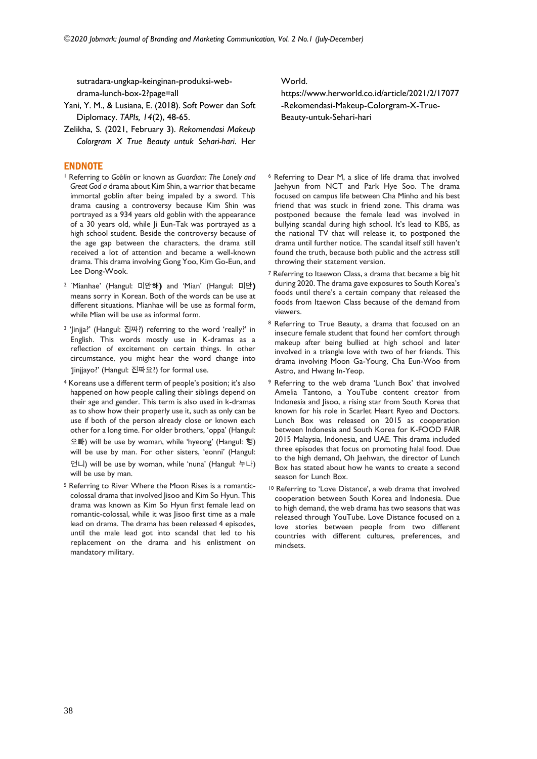sutradara-ungkap-keinginan-produksi-web-drama-lunch-box-2?page=all

Yani, Y. M., & Lusiana, E. (2018). Soft Power dan Soft Diplomacy. *TAPIs, 14*(2), 48-65.

Zelikha, S. (2021, February 3). *Rekomendasi Makeup Colorgram X True Beauty untuk Sehari-hari*. Her World. https://www.herworld.co.id/article/2021/2/17077-Rekomendasi-Makeup-Colorgram-X-True-Beauty-untuk-Sehari-hari

## ENDNOTE

[1] Referring to *Goblin* or known as *Guardian: The Lonely and Great God a* drama about Kim Shin, a warrior that became immortal goblin after being impaled by a sword. This drama causing a controversy because Kim Shin was portrayed as a 934 years old goblin with the appearance of a 30 years old, while Ji Eun-Tak was portrayed as a high school student. Beside the controversy because of the age gap between the characters, the drama still received a lot of attention and became a well-known drama. This drama involving Gong Yoo, Kim Go-Eun, and Lee Dong-Wook.

[2] 'Mianhae' (Hangul: 미안해**)** and 'Mian' (Hangul: 미안**)** means sorry in Korean. Both of the words can be use at different situations. Mianhae will be use as formal form, while Mian will be use as informal form.

[3] 'Jinjja?' (Hangul: 진짜?) referring to the word 'really?' in English. This words mostly use in K-dramas as a reflection of excitement on certain things. In other circumstance, you might hear the word change into 'Jinjjayo?' (Hangul: 진짜요?) for formal use.

[4] Koreans use a different term of people's position; it's also happened on how people calling their siblings depend on their age and gender. This term is also used in k-dramas as to show how their properly use it, such as only can be use if both of the person already close or known each other for a long time. For older brothers, 'oppa' (Hangul: 오빠) will be use by woman, while 'hyeong' (Hangul: 형) will be use by man. For other sisters, 'eonni' (Hangul: 언니) will be use by woman, while 'nuna' (Hangul: 누나) will be use by man.

[5] Referring to River Where the Moon Rises is a romantic-colossal drama that involved Jisoo and Kim So Hyun. This drama was known as Kim So Hyun first female lead on romantic-colossal, while it was Jisoo first time as a male lead on drama. The drama has been released 4 episodes, until the male lead got into scandal that led to his replacement on the drama and his enlistment on mandatory military.

[6] Referring to Dear M, a slice of life drama that involved Jaehyun from NCT and Park Hye Soo. The drama focused on campus life between Cha Minho and his best friend that was stuck in friend zone. This drama was postponed because the female lead was involved in bullying scandal during high school. It's lead to KBS, as the national TV that will release it, to postponed the drama until further notice. The scandal itself still haven't found the truth, because both public and the actress still throwing their statement version.

[7] Referring to Itaewon Class, a drama that became a big hit during 2020. The drama gave exposures to South Korea's foods until there's a certain company that released the foods from Itaewon Class because of the demand from viewers.

[8] Referring to True Beauty, a drama that focused on an insecure female student that found her comfort through makeup after being bullied at high school and later involved in a triangle love with two of her friends. This drama involving Moon Ga-Young, Cha Eun-Woo from Astro, and Hwang In-Yeop.

[9] Referring to the web drama 'Lunch Box' that involved Amelia Tantono, a YouTube content creator from Indonesia and Jisoo, a rising star from South Korea that known for his role in Scarlet Heart Ryeo and Doctors. Lunch Box was released on 2015 as cooperation between Indonesia and South Korea for K-FOOD FAIR 2015 Malaysia, Indonesia, and UAE. This drama included three episodes that focus on promoting halal food. Due to the high demand, Oh Jaehwan, the director of Lunch Box has stated about how he wants to create a second season for Lunch Box.

[10] Referring to 'Love Distance', a web drama that involved cooperation between South Korea and Indonesia. Due to high demand, the web drama has two seasons that was released through YouTube. Love Distance focused on a love stories between people from two different countries with different cultures, preferences, and mindsets.